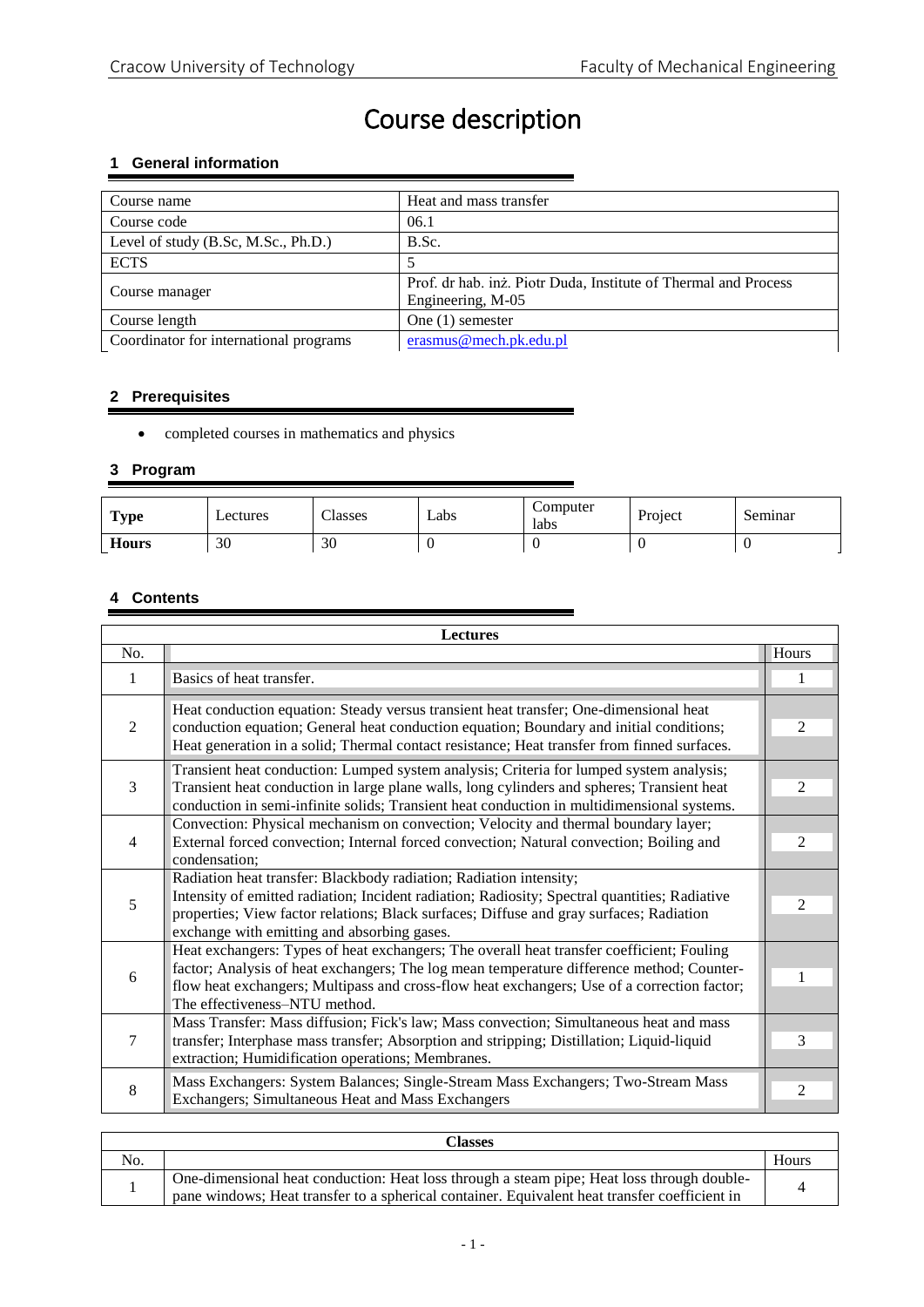# Course description

## 1 General information

| | |
|---|---|
| Course name | Heat and mass transfer |
| Course code | 06.1 |
| Level of study (B.Sc, M.Sc., Ph.D.) | B.Sc. |
| ECTS | 5 |
| Course manager | Prof. dr hab. inż. Piotr Duda, Institute of Thermal and Process Engineering, M-05 |
| Course length | One (1) semester |
| Coordinator for international programs | erasmus@mech.pk.edu.pl |

## 2 Prerequisites

- completed courses in mathematics and physics

## 3 Program

| **Type** | Lectures | Classes | Labs | Computer labs | Project | Seminar |
|---|---|---|---|---|---|---|
| **Hours** | 30 | 30 | 0 | 0 | 0 | 0 |

## 4 Contents

| **Lectures** | | |
|---|---|---|
| No. | | Hours |
| 1 | Basics of heat transfer. | 1 |
| 2 | Heat conduction equation: Steady versus transient heat transfer; One-dimensional heat conduction equation; General heat conduction equation; Boundary and initial conditions; Heat generation in a solid; Thermal contact resistance; Heat transfer from finned surfaces. | 2 |
| 3 | Transient heat conduction: Lumped system analysis; Criteria for lumped system analysis; Transient heat conduction in large plane walls, long cylinders and spheres; Transient heat conduction in semi-infinite solids; Transient heat conduction in multidimensional systems. | 2 |
| 4 | Convection: Physical mechanism on convection; Velocity and thermal boundary layer; External forced convection; Internal forced convection; Natural convection; Boiling and condensation; | 2 |
| 5 | Radiation heat transfer: Blackbody radiation; Radiation intensity; Intensity of emitted radiation; Incident radiation; Radiosity; Spectral quantities; Radiative properties; View factor relations; Black surfaces; Diffuse and gray surfaces; Radiation exchange with emitting and absorbing gases. | 2 |
| 6 | Heat exchangers: Types of heat exchangers; The overall heat transfer coefficient; Fouling factor; Analysis of heat exchangers; The log mean temperature difference method; Counter-flow heat exchangers; Multipass and cross-flow heat exchangers; Use of a correction factor; The effectiveness–NTU method. | 1 |
| 7 | Mass Transfer: Mass diffusion; Fick's law; Mass convection; Simultaneous heat and mass transfer; Interphase mass transfer; Absorption and stripping; Distillation; Liquid-liquid extraction; Humidification operations; Membranes. | 3 |
| 8 | Mass Exchangers: System Balances; Single-Stream Mass Exchangers; Two-Stream Mass Exchangers; Simultaneous Heat and Mass Exchangers | 2 |

| **Classes** | | |
|---|---|---|
| No. | | Hours |
| 1 | One-dimensional heat conduction: Heat loss through a steam pipe; Heat loss through double-pane windows; Heat transfer to a spherical container. Equivalent heat transfer coefficient in | 4 |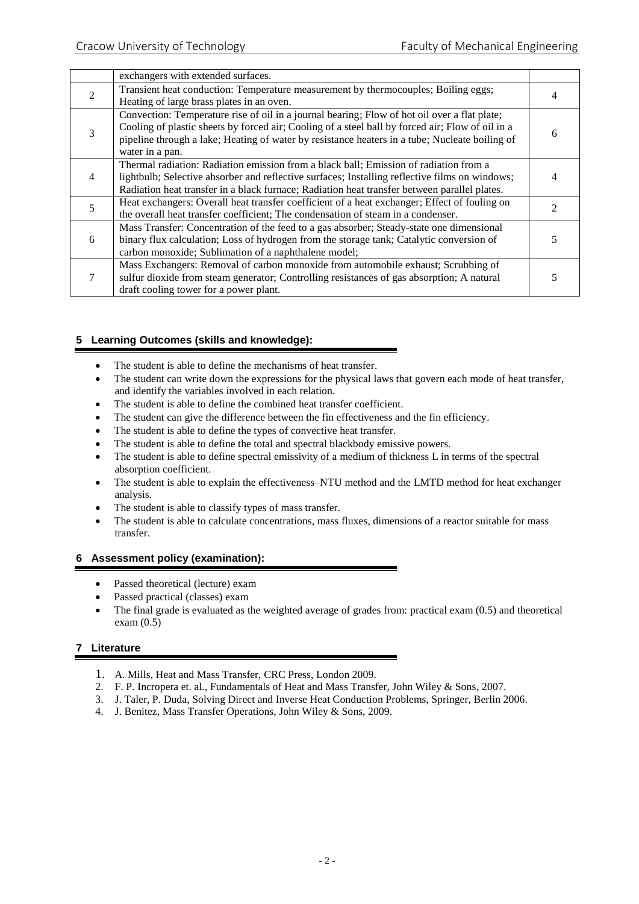| | | |
|---|---|---|
| | exchangers with extended surfaces. | |
| 2 | Transient heat conduction: Temperature measurement by thermocouples; Boiling eggs; Heating of large brass plates in an oven. | 4 |
| 3 | Convection: Temperature rise of oil in a journal bearing; Flow of hot oil over a flat plate; Cooling of plastic sheets by forced air; Cooling of a steel ball by forced air; Flow of oil in a pipeline through a lake; Heating of water by resistance heaters in a tube; Nucleate boiling of water in a pan. | 6 |
| 4 | Thermal radiation: Radiation emission from a black ball; Emission of radiation from a lightbulb; Selective absorber and reflective surfaces; Installing reflective films on windows; Radiation heat transfer in a black furnace; Radiation heat transfer between parallel plates. | 4 |
| 5 | Heat exchangers: Overall heat transfer coefficient of a heat exchanger; Effect of fouling on the overall heat transfer coefficient; The condensation of steam in a condenser. | 2 |
| 6 | Mass Transfer: Concentration of the feed to a gas absorber; Steady-state one dimensional binary flux calculation; Loss of hydrogen from the storage tank; Catalytic conversion of carbon monoxide; Sublimation of a naphthalene model; | 5 |
| 7 | Mass Exchangers: Removal of carbon monoxide from automobile exhaust; Scrubbing of sulfur dioxide from steam generator; Controlling resistances of gas absorption; A natural draft cooling tower for a power plant. | 5 |

## 5 Learning Outcomes (skills and knowledge):

- The student is able to define the mechanisms of heat transfer.
- The student can write down the expressions for the physical laws that govern each mode of heat transfer, and identify the variables involved in each relation.
- The student is able to define the combined heat transfer coefficient.
- The student can give the difference between the fin effectiveness and the fin efficiency.
- The student is able to define the types of convective heat transfer.
- The student is able to define the total and spectral blackbody emissive powers.
- The student is able to define spectral emissivity of a medium of thickness L in terms of the spectral absorption coefficient.
- The student is able to explain the effectiveness–NTU method and the LMTD method for heat exchanger analysis.
- The student is able to classify types of mass transfer.
- The student is able to calculate concentrations, mass fluxes, dimensions of a reactor suitable for mass transfer.

## 6 Assessment policy (examination):

- Passed theoretical (lecture) exam
- Passed practical (classes) exam
- The final grade is evaluated as the weighted average of grades from: practical exam (0.5) and theoretical exam (0.5)

## 7 Literature

1. A. Mills, Heat and Mass Transfer, CRC Press, London 2009.
2. F. P. Incropera et. al., Fundamentals of Heat and Mass Transfer, John Wiley & Sons, 2007.
3. J. Taler, P. Duda, Solving Direct and Inverse Heat Conduction Problems, Springer, Berlin 2006.
4. J. Benitez, Mass Transfer Operations, John Wiley & Sons, 2009.